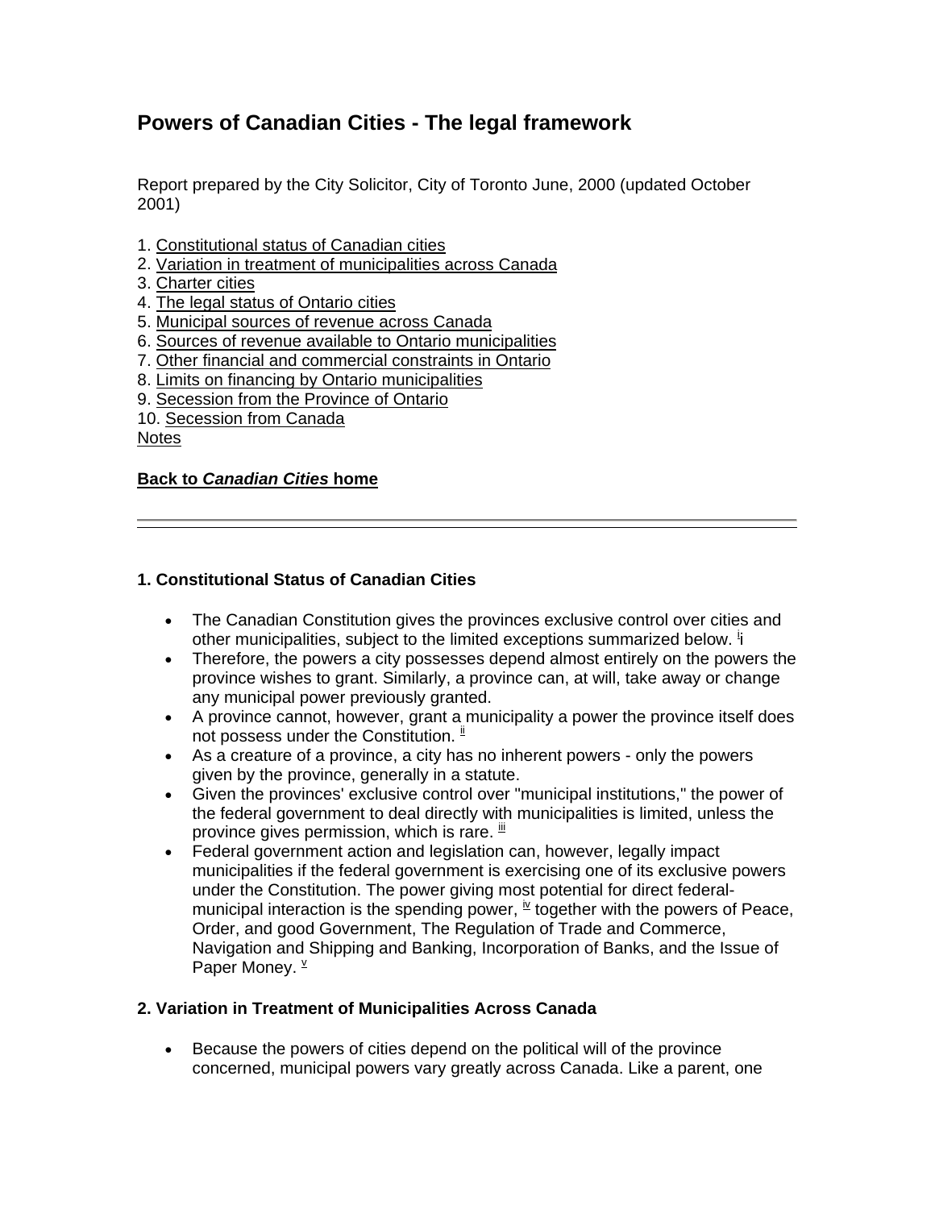# Powers of Canadian Cities - The legal framework

Report prepared by the City Solicitor, City of Toronto June, 2000 (updated October 2001)

1. Constitutional status of Canadian cities
2. Variation in treatment of municipalities across Canada
3. Charter cities
4. The legal status of Ontario cities
5. Municipal sources of revenue across Canada
6. Sources of revenue available to Ontario municipalities
7. Other financial and commercial constraints in Ontario
8. Limits on financing by Ontario municipalities
9. Secession from the Province of Ontario
10. Secession from Canada

Notes

**Back to *Canadian Cities* home**

---

### 1. Constitutional Status of Canadian Cities

- The Canadian Constitution gives the provinces exclusive control over cities and other municipalities, subject to the limited exceptions summarized below. [i]
- Therefore, the powers a city possesses depend almost entirely on the powers the province wishes to grant. Similarly, a province can, at will, take away or change any municipal power previously granted.
- A province cannot, however, grant a municipality a power the province itself does not possess under the Constitution. [ii]
- As a creature of a province, a city has no inherent powers - only the powers given by the province, generally in a statute.
- Given the provinces' exclusive control over "municipal institutions," the power of the federal government to deal directly with municipalities is limited, unless the province gives permission, which is rare. [iii]
- Federal government action and legislation can, however, legally impact municipalities if the federal government is exercising one of its exclusive powers under the Constitution. The power giving most potential for direct federal-municipal interaction is the spending power, [iv] together with the powers of Peace, Order, and good Government, The Regulation of Trade and Commerce, Navigation and Shipping and Banking, Incorporation of Banks, and the Issue of Paper Money. [v]

### 2. Variation in Treatment of Municipalities Across Canada

- Because the powers of cities depend on the political will of the province concerned, municipal powers vary greatly across Canada. Like a parent, one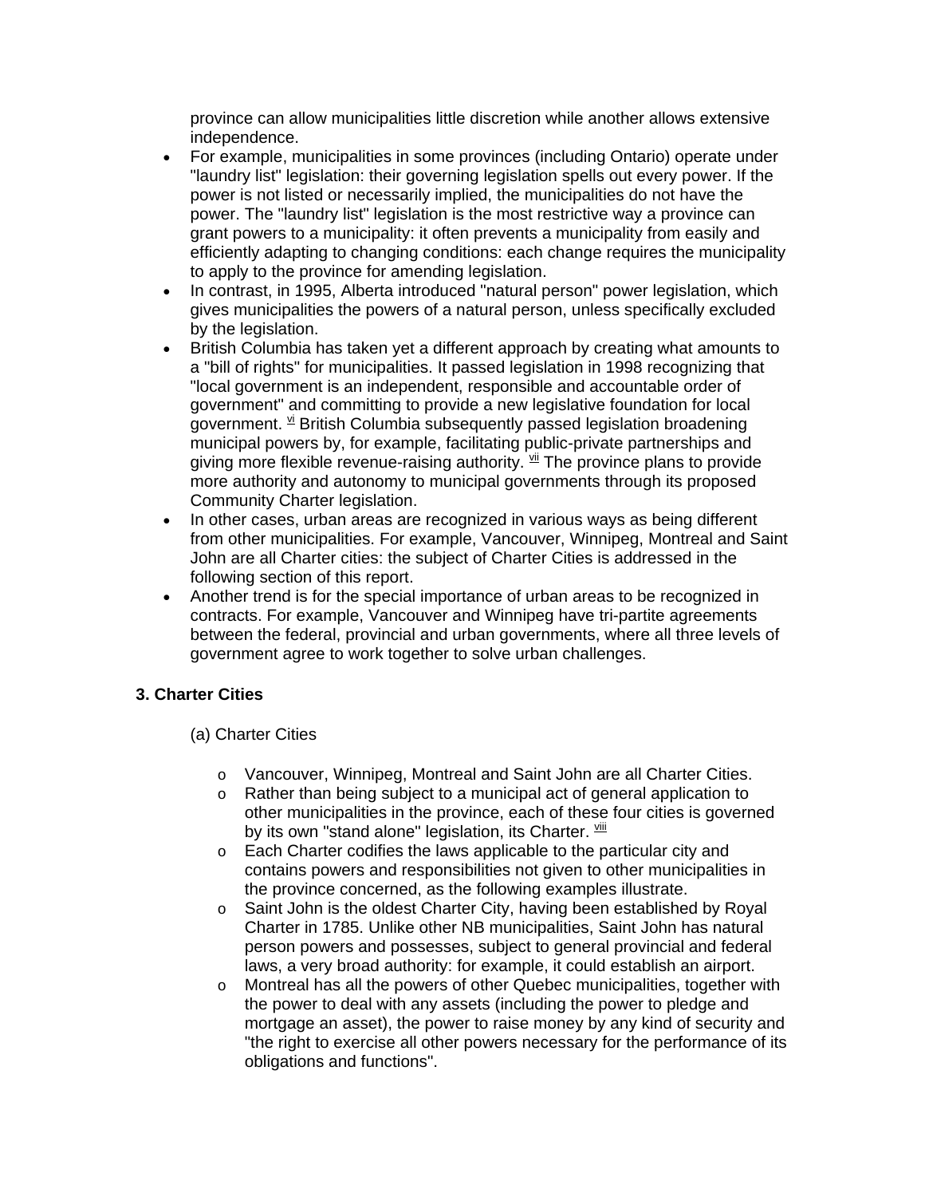province can allow municipalities little discretion while another allows extensive independence.

- For example, municipalities in some provinces (including Ontario) operate under "laundry list" legislation: their governing legislation spells out every power. If the power is not listed or necessarily implied, the municipalities do not have the power. The "laundry list" legislation is the most restrictive way a province can grant powers to a municipality: it often prevents a municipality from easily and efficiently adapting to changing conditions: each change requires the municipality to apply to the province for amending legislation.
- In contrast, in 1995, Alberta introduced "natural person" power legislation, which gives municipalities the powers of a natural person, unless specifically excluded by the legislation.
- British Columbia has taken yet a different approach by creating what amounts to a "bill of rights" for municipalities. It passed legislation in 1998 recognizing that "local government is an independent, responsible and accountable order of government" and committing to provide a new legislative foundation for local government. [vi] British Columbia subsequently passed legislation broadening municipal powers by, for example, facilitating public-private partnerships and giving more flexible revenue-raising authority. [vii] The province plans to provide more authority and autonomy to municipal governments through its proposed Community Charter legislation.
- In other cases, urban areas are recognized in various ways as being different from other municipalities. For example, Vancouver, Winnipeg, Montreal and Saint John are all Charter cities: the subject of Charter Cities is addressed in the following section of this report.
- Another trend is for the special importance of urban areas to be recognized in contracts. For example, Vancouver and Winnipeg have tri-partite agreements between the federal, provincial and urban governments, where all three levels of government agree to work together to solve urban challenges.

### 3. Charter Cities

(a) Charter Cities

- Vancouver, Winnipeg, Montreal and Saint John are all Charter Cities.
- Rather than being subject to a municipal act of general application to other municipalities in the province, each of these four cities is governed by its own "stand alone" legislation, its Charter. [viii]
- Each Charter codifies the laws applicable to the particular city and contains powers and responsibilities not given to other municipalities in the province concerned, as the following examples illustrate.
- Saint John is the oldest Charter City, having been established by Royal Charter in 1785. Unlike other NB municipalities, Saint John has natural person powers and possesses, subject to general provincial and federal laws, a very broad authority: for example, it could establish an airport.
- Montreal has all the powers of other Quebec municipalities, together with the power to deal with any assets (including the power to pledge and mortgage an asset), the power to raise money by any kind of security and "the right to exercise all other powers necessary for the performance of its obligations and functions".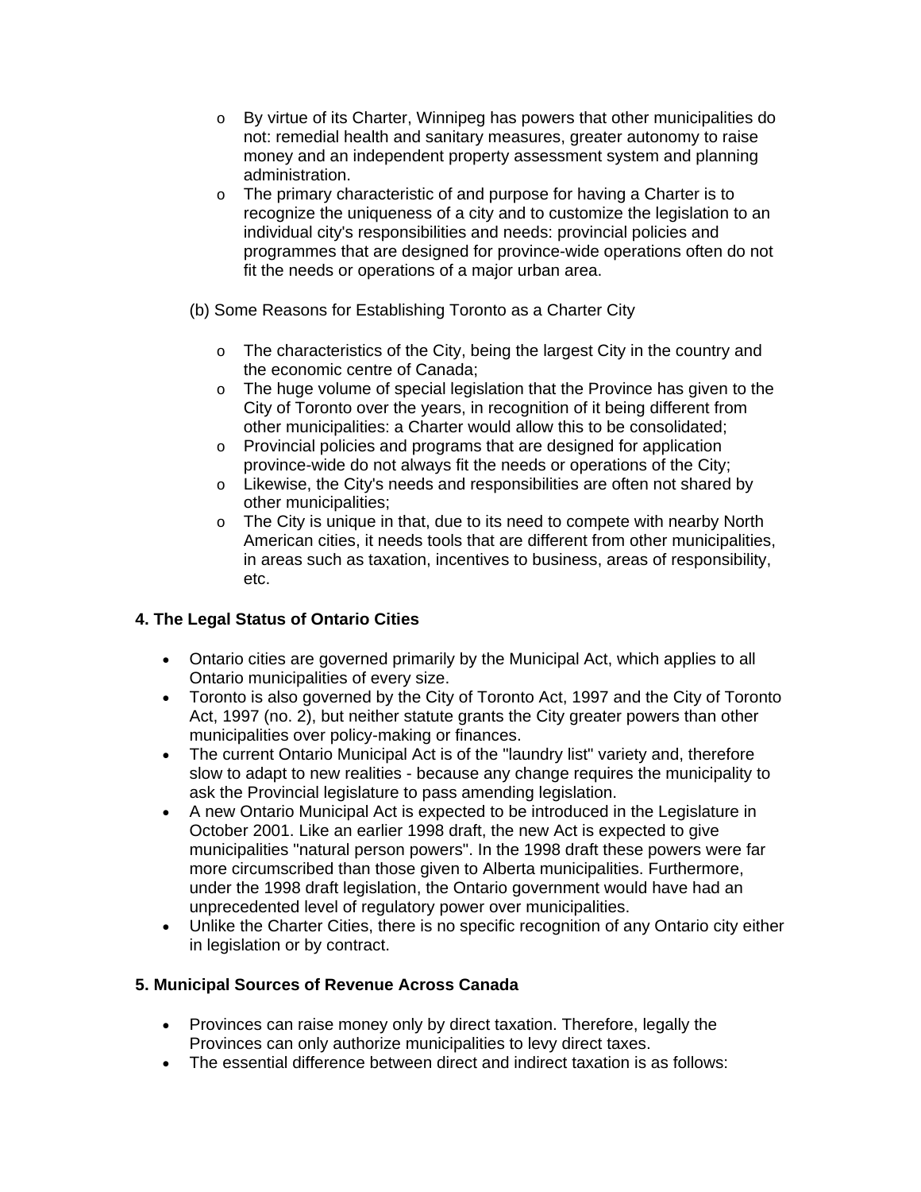- By virtue of its Charter, Winnipeg has powers that other municipalities do not: remedial health and sanitary measures, greater autonomy to raise money and an independent property assessment system and planning administration.
- The primary characteristic of and purpose for having a Charter is to recognize the uniqueness of a city and to customize the legislation to an individual city's responsibilities and needs: provincial policies and programmes that are designed for province-wide operations often do not fit the needs or operations of a major urban area.

(b) Some Reasons for Establishing Toronto as a Charter City

- The characteristics of the City, being the largest City in the country and the economic centre of Canada;
- The huge volume of special legislation that the Province has given to the City of Toronto over the years, in recognition of it being different from other municipalities: a Charter would allow this to be consolidated;
- Provincial policies and programs that are designed for application province-wide do not always fit the needs or operations of the City;
- Likewise, the City's needs and responsibilities are often not shared by other municipalities;
- The City is unique in that, due to its need to compete with nearby North American cities, it needs tools that are different from other municipalities, in areas such as taxation, incentives to business, areas of responsibility, etc.

### 4. The Legal Status of Ontario Cities

- Ontario cities are governed primarily by the Municipal Act, which applies to all Ontario municipalities of every size.
- Toronto is also governed by the City of Toronto Act, 1997 and the City of Toronto Act, 1997 (no. 2), but neither statute grants the City greater powers than other municipalities over policy-making or finances.
- The current Ontario Municipal Act is of the "laundry list" variety and, therefore slow to adapt to new realities - because any change requires the municipality to ask the Provincial legislature to pass amending legislation.
- A new Ontario Municipal Act is expected to be introduced in the Legislature in October 2001. Like an earlier 1998 draft, the new Act is expected to give municipalities "natural person powers". In the 1998 draft these powers were far more circumscribed than those given to Alberta municipalities. Furthermore, under the 1998 draft legislation, the Ontario government would have had an unprecedented level of regulatory power over municipalities.
- Unlike the Charter Cities, there is no specific recognition of any Ontario city either in legislation or by contract.

### 5. Municipal Sources of Revenue Across Canada

- Provinces can raise money only by direct taxation. Therefore, legally the Provinces can only authorize municipalities to levy direct taxes.
- The essential difference between direct and indirect taxation is as follows: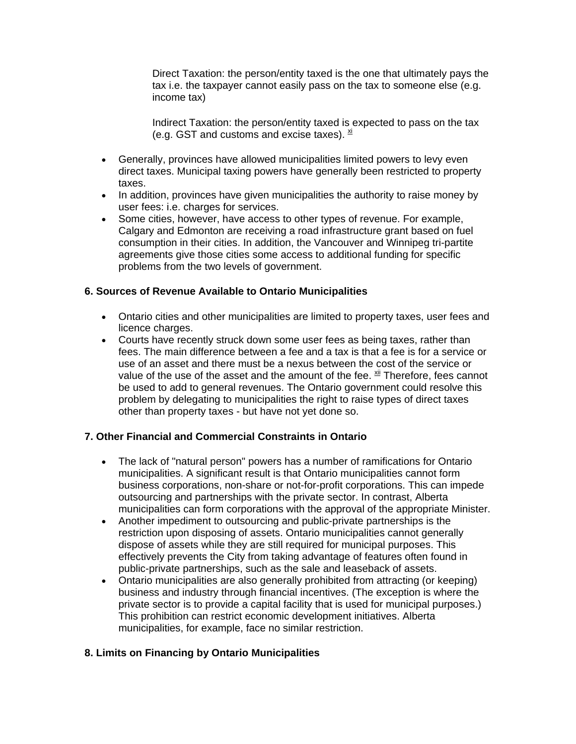Direct Taxation: the person/entity taxed is the one that ultimately pays the tax i.e. the taxpayer cannot easily pass on the tax to someone else (e.g. income tax)

Indirect Taxation: the person/entity taxed is expected to pass on the tax (e.g. GST and customs and excise taxes). [xi]

- Generally, provinces have allowed municipalities limited powers to levy even direct taxes. Municipal taxing powers have generally been restricted to property taxes.
- In addition, provinces have given municipalities the authority to raise money by user fees: i.e. charges for services.
- Some cities, however, have access to other types of revenue. For example, Calgary and Edmonton are receiving a road infrastructure grant based on fuel consumption in their cities. In addition, the Vancouver and Winnipeg tri-partite agreements give those cities some access to additional funding for specific problems from the two levels of government.

### 6. Sources of Revenue Available to Ontario Municipalities

- Ontario cities and other municipalities are limited to property taxes, user fees and licence charges.
- Courts have recently struck down some user fees as being taxes, rather than fees. The main difference between a fee and a tax is that a fee is for a service or use of an asset and there must be a nexus between the cost of the service or value of the use of the asset and the amount of the fee. [xii] Therefore, fees cannot be used to add to general revenues. The Ontario government could resolve this problem by delegating to municipalities the right to raise types of direct taxes other than property taxes - but have not yet done so.

### 7. Other Financial and Commercial Constraints in Ontario

- The lack of "natural person" powers has a number of ramifications for Ontario municipalities. A significant result is that Ontario municipalities cannot form business corporations, non-share or not-for-profit corporations. This can impede outsourcing and partnerships with the private sector. In contrast, Alberta municipalities can form corporations with the approval of the appropriate Minister.
- Another impediment to outsourcing and public-private partnerships is the restriction upon disposing of assets. Ontario municipalities cannot generally dispose of assets while they are still required for municipal purposes. This effectively prevents the City from taking advantage of features often found in public-private partnerships, such as the sale and leaseback of assets.
- Ontario municipalities are also generally prohibited from attracting (or keeping) business and industry through financial incentives. (The exception is where the private sector is to provide a capital facility that is used for municipal purposes.) This prohibition can restrict economic development initiatives. Alberta municipalities, for example, face no similar restriction.

### 8. Limits on Financing by Ontario Municipalities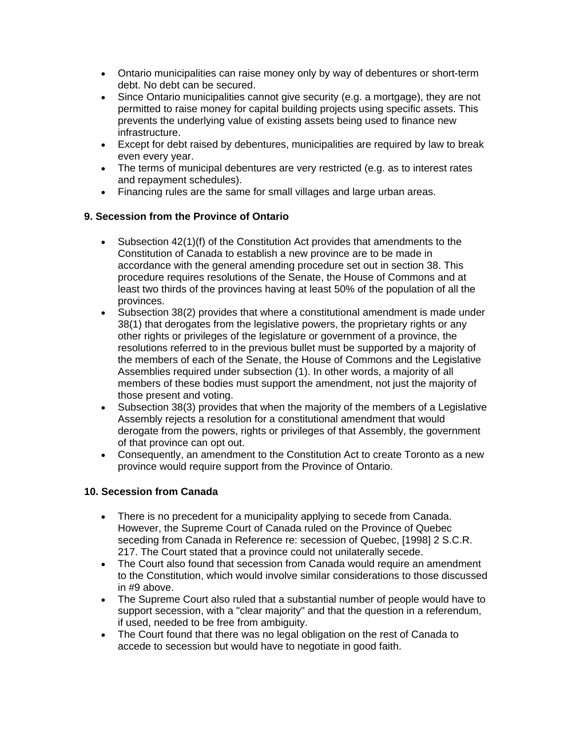- Ontario municipalities can raise money only by way of debentures or short-term debt. No debt can be secured.
- Since Ontario municipalities cannot give security (e.g. a mortgage), they are not permitted to raise money for capital building projects using specific assets. This prevents the underlying value of existing assets being used to finance new infrastructure.
- Except for debt raised by debentures, municipalities are required by law to break even every year.
- The terms of municipal debentures are very restricted (e.g. as to interest rates and repayment schedules).
- Financing rules are the same for small villages and large urban areas.

**9. Secession from the Province of Ontario**

- Subsection 42(1)(f) of the Constitution Act provides that amendments to the Constitution of Canada to establish a new province are to be made in accordance with the general amending procedure set out in section 38. This procedure requires resolutions of the Senate, the House of Commons and at least two thirds of the provinces having at least 50% of the population of all the provinces.
- Subsection 38(2) provides that where a constitutional amendment is made under 38(1) that derogates from the legislative powers, the proprietary rights or any other rights or privileges of the legislature or government of a province, the resolutions referred to in the previous bullet must be supported by a majority of the members of each of the Senate, the House of Commons and the Legislative Assemblies required under subsection (1). In other words, a majority of all members of these bodies must support the amendment, not just the majority of those present and voting.
- Subsection 38(3) provides that when the majority of the members of a Legislative Assembly rejects a resolution for a constitutional amendment that would derogate from the powers, rights or privileges of that Assembly, the government of that province can opt out.
- Consequently, an amendment to the Constitution Act to create Toronto as a new province would require support from the Province of Ontario.

**10. Secession from Canada**

- There is no precedent for a municipality applying to secede from Canada. However, the Supreme Court of Canada ruled on the Province of Quebec seceding from Canada in Reference re: secession of Quebec, [1998] 2 S.C.R. 217. The Court stated that a province could not unilaterally secede.
- The Court also found that secession from Canada would require an amendment to the Constitution, which would involve similar considerations to those discussed in #9 above.
- The Supreme Court also ruled that a substantial number of people would have to support secession, with a "clear majority" and that the question in a referendum, if used, needed to be free from ambiguity.
- The Court found that there was no legal obligation on the rest of Canada to accede to secession but would have to negotiate in good faith.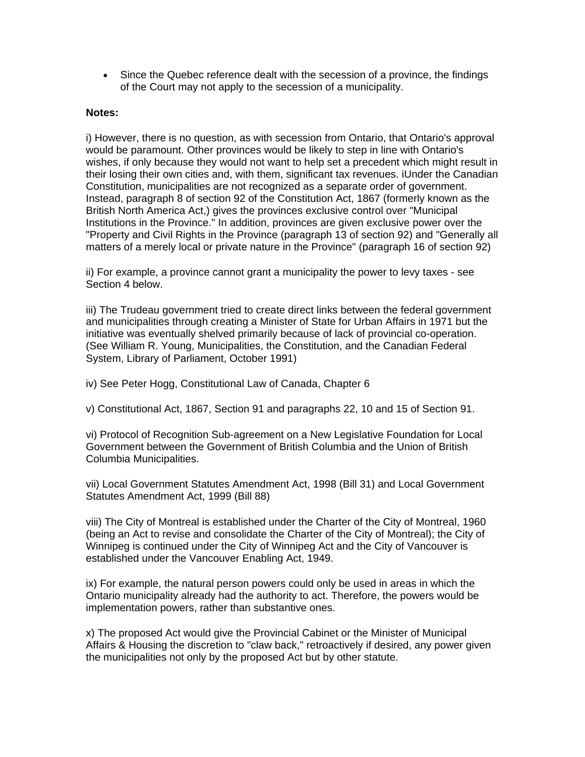- Since the Quebec reference dealt with the secession of a province, the findings of the Court may not apply to the secession of a municipality.

**Notes:**

i) However, there is no question, as with secession from Ontario, that Ontario's approval would be paramount. Other provinces would be likely to step in line with Ontario's wishes, if only because they would not want to help set a precedent which might result in their losing their own cities and, with them, significant tax revenues. iUnder the Canadian Constitution, municipalities are not recognized as a separate order of government. Instead, paragraph 8 of section 92 of the Constitution Act, 1867 (formerly known as the British North America Act,) gives the provinces exclusive control over "Municipal Institutions in the Province." In addition, provinces are given exclusive power over the "Property and Civil Rights in the Province (paragraph 13 of section 92) and "Generally all matters of a merely local or private nature in the Province" (paragraph 16 of section 92)

ii) For example, a province cannot grant a municipality the power to levy taxes - see Section 4 below.

iii) The Trudeau government tried to create direct links between the federal government and municipalities through creating a Minister of State for Urban Affairs in 1971 but the initiative was eventually shelved primarily because of lack of provincial co-operation. (See William R. Young, Municipalities, the Constitution, and the Canadian Federal System, Library of Parliament, October 1991)

iv) See Peter Hogg, Constitutional Law of Canada, Chapter 6

v) Constitutional Act, 1867, Section 91 and paragraphs 22, 10 and 15 of Section 91.

vi) Protocol of Recognition Sub-agreement on a New Legislative Foundation for Local Government between the Government of British Columbia and the Union of British Columbia Municipalities.

vii) Local Government Statutes Amendment Act, 1998 (Bill 31) and Local Government Statutes Amendment Act, 1999 (Bill 88)

viii) The City of Montreal is established under the Charter of the City of Montreal, 1960 (being an Act to revise and consolidate the Charter of the City of Montreal); the City of Winnipeg is continued under the City of Winnipeg Act and the City of Vancouver is established under the Vancouver Enabling Act, 1949.

ix) For example, the natural person powers could only be used in areas in which the Ontario municipality already had the authority to act. Therefore, the powers would be implementation powers, rather than substantive ones.

x) The proposed Act would give the Provincial Cabinet or the Minister of Municipal Affairs & Housing the discretion to "claw back," retroactively if desired, any power given the municipalities not only by the proposed Act but by other statute.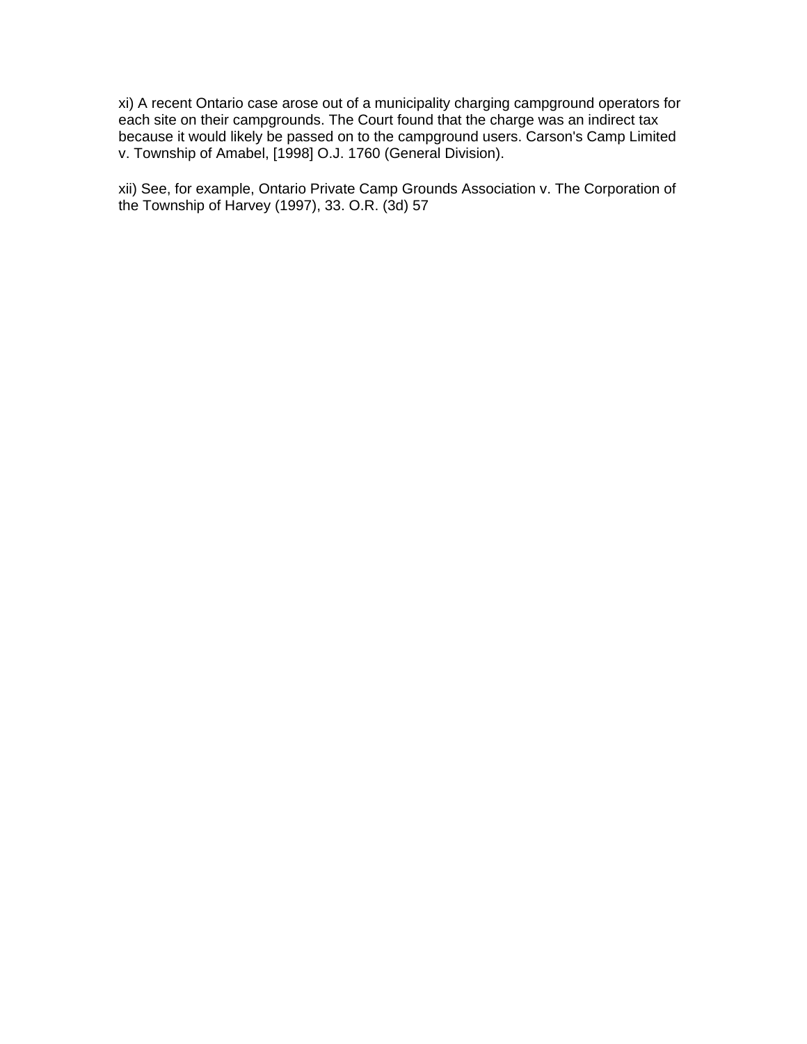xi) A recent Ontario case arose out of a municipality charging campground operators for each site on their campgrounds. The Court found that the charge was an indirect tax because it would likely be passed on to the campground users. Carson's Camp Limited v. Township of Amabel, [1998] O.J. 1760 (General Division).

xii) See, for example, Ontario Private Camp Grounds Association v. The Corporation of the Township of Harvey (1997), 33. O.R. (3d) 57